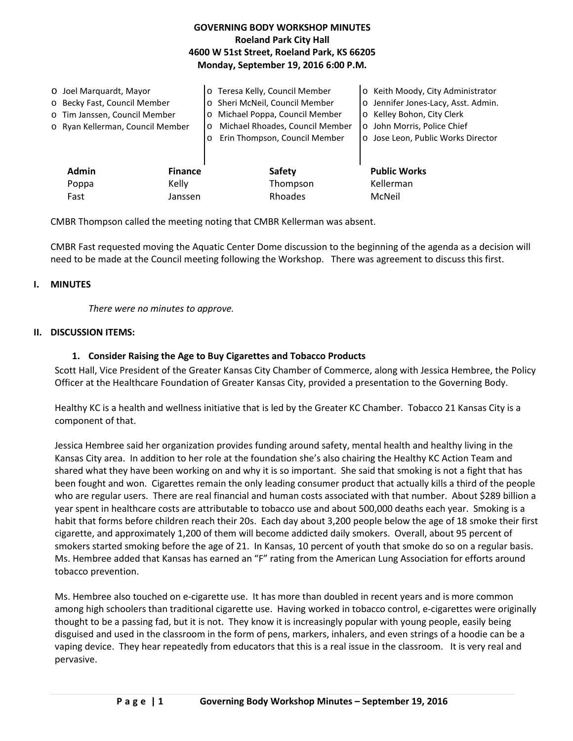**GOVERNING BODY WORKSHOP MINUTES**
**Roeland Park City Hall**
**4600 W 51st Street, Roeland Park, KS 66205**
**Monday, September 19, 2016 6:00 P.M.**

- Joel Marquardt, Mayor
- Becky Fast, Council Member
- Tim Janssen, Council Member
- Ryan Kellerman, Council Member
- Teresa Kelly, Council Member
- Sheri McNeil, Council Member
- Michael Poppa, Council Member
- Michael Rhoades, Council Member
- Erin Thompson, Council Member
- Keith Moody, City Administrator
- Jennifer Jones-Lacy, Asst. Admin.
- Kelley Bohon, City Clerk
- John Morris, Police Chief
- Jose Leon, Public Works Director

| Admin | Finance | Safety | Public Works |
|---|---|---|---|
| Poppa | Kelly | Thompson | Kellerman |
| Fast | Janssen | Rhoades | McNeil |

CMBR Thompson called the meeting noting that CMBR Kellerman was absent.

CMBR Fast requested moving the Aquatic Center Dome discussion to the beginning of the agenda as a decision will need to be made at the Council meeting following the Workshop. There was agreement to discuss this first.

## I. MINUTES

*There were no minutes to approve.*

## II. DISCUSSION ITEMS:

### 1. Consider Raising the Age to Buy Cigarettes and Tobacco Products

Scott Hall, Vice President of the Greater Kansas City Chamber of Commerce, along with Jessica Hembree, the Policy Officer at the Healthcare Foundation of Greater Kansas City, provided a presentation to the Governing Body.

Healthy KC is a health and wellness initiative that is led by the Greater KC Chamber. Tobacco 21 Kansas City is a component of that.

Jessica Hembree said her organization provides funding around safety, mental health and healthy living in the Kansas City area. In addition to her role at the foundation she's also chairing the Healthy KC Action Team and shared what they have been working on and why it is so important. She said that smoking is not a fight that has been fought and won. Cigarettes remain the only leading consumer product that actually kills a third of the people who are regular users. There are real financial and human costs associated with that number. About $289 billion a year spent in healthcare costs are attributable to tobacco use and about 500,000 deaths each year. Smoking is a habit that forms before children reach their 20s. Each day about 3,200 people below the age of 18 smoke their first cigarette, and approximately 1,200 of them will become addicted daily smokers. Overall, about 95 percent of smokers started smoking before the age of 21. In Kansas, 10 percent of youth that smoke do so on a regular basis. Ms. Hembree added that Kansas has earned an "F" rating from the American Lung Association for efforts around tobacco prevention.

Ms. Hembree also touched on e-cigarette use. It has more than doubled in recent years and is more common among high schoolers than traditional cigarette use. Having worked in tobacco control, e-cigarettes were originally thought to be a passing fad, but it is not. They know it is increasingly popular with young people, easily being disguised and used in the classroom in the form of pens, markers, inhalers, and even strings of a hoodie can be a vaping device. They hear repeatedly from educators that this is a real issue in the classroom. It is very real and pervasive.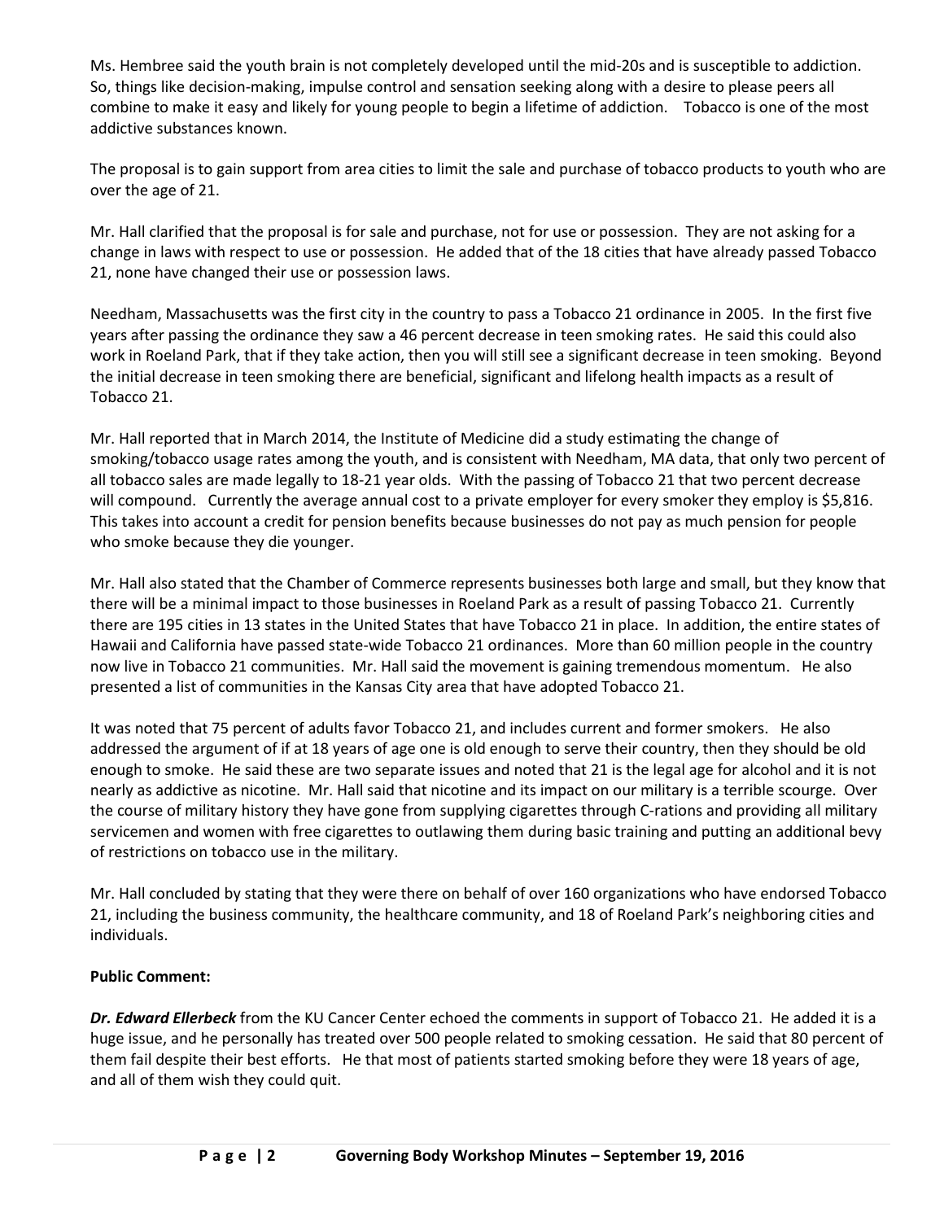Ms. Hembree said the youth brain is not completely developed until the mid-20s and is susceptible to addiction. So, things like decision-making, impulse control and sensation seeking along with a desire to please peers all combine to make it easy and likely for young people to begin a lifetime of addiction. Tobacco is one of the most addictive substances known.

The proposal is to gain support from area cities to limit the sale and purchase of tobacco products to youth who are over the age of 21.

Mr. Hall clarified that the proposal is for sale and purchase, not for use or possession. They are not asking for a change in laws with respect to use or possession. He added that of the 18 cities that have already passed Tobacco 21, none have changed their use or possession laws.

Needham, Massachusetts was the first city in the country to pass a Tobacco 21 ordinance in 2005. In the first five years after passing the ordinance they saw a 46 percent decrease in teen smoking rates. He said this could also work in Roeland Park, that if they take action, then you will still see a significant decrease in teen smoking. Beyond the initial decrease in teen smoking there are beneficial, significant and lifelong health impacts as a result of Tobacco 21.

Mr. Hall reported that in March 2014, the Institute of Medicine did a study estimating the change of smoking/tobacco usage rates among the youth, and is consistent with Needham, MA data, that only two percent of all tobacco sales are made legally to 18-21 year olds. With the passing of Tobacco 21 that two percent decrease will compound. Currently the average annual cost to a private employer for every smoker they employ is $5,816. This takes into account a credit for pension benefits because businesses do not pay as much pension for people who smoke because they die younger.

Mr. Hall also stated that the Chamber of Commerce represents businesses both large and small, but they know that there will be a minimal impact to those businesses in Roeland Park as a result of passing Tobacco 21. Currently there are 195 cities in 13 states in the United States that have Tobacco 21 in place. In addition, the entire states of Hawaii and California have passed state-wide Tobacco 21 ordinances. More than 60 million people in the country now live in Tobacco 21 communities. Mr. Hall said the movement is gaining tremendous momentum. He also presented a list of communities in the Kansas City area that have adopted Tobacco 21.

It was noted that 75 percent of adults favor Tobacco 21, and includes current and former smokers. He also addressed the argument of if at 18 years of age one is old enough to serve their country, then they should be old enough to smoke. He said these are two separate issues and noted that 21 is the legal age for alcohol and it is not nearly as addictive as nicotine. Mr. Hall said that nicotine and its impact on our military is a terrible scourge. Over the course of military history they have gone from supplying cigarettes through C-rations and providing all military servicemen and women with free cigarettes to outlawing them during basic training and putting an additional bevy of restrictions on tobacco use in the military.

Mr. Hall concluded by stating that they were there on behalf of over 160 organizations who have endorsed Tobacco 21, including the business community, the healthcare community, and 18 of Roeland Park's neighboring cities and individuals.

**Public Comment:**

***Dr. Edward Ellerbeck*** from the KU Cancer Center echoed the comments in support of Tobacco 21. He added it is a huge issue, and he personally has treated over 500 people related to smoking cessation. He said that 80 percent of them fail despite their best efforts. He that most of patients started smoking before they were 18 years of age, and all of them wish they could quit.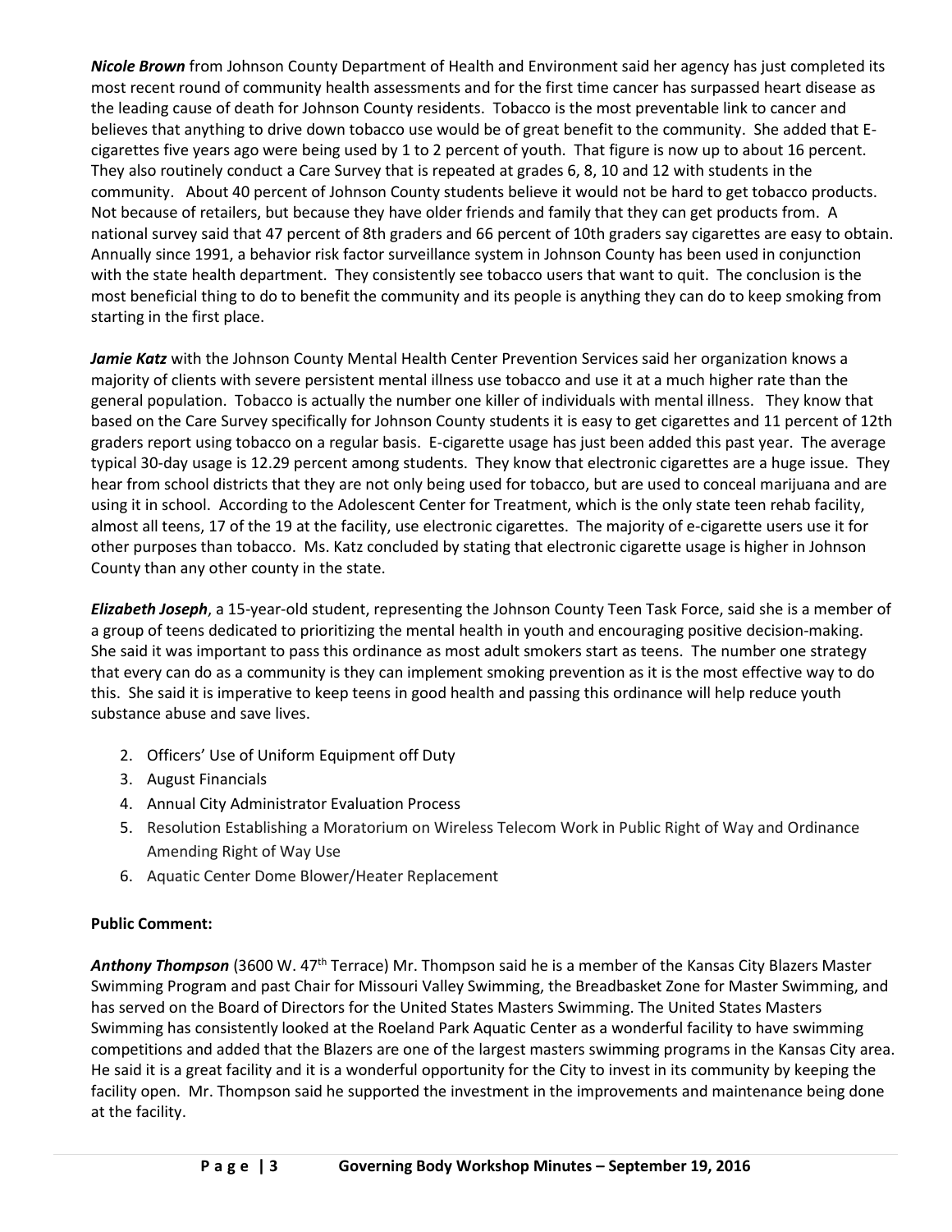***Nicole Brown*** from Johnson County Department of Health and Environment said her agency has just completed its most recent round of community health assessments and for the first time cancer has surpassed heart disease as the leading cause of death for Johnson County residents. Tobacco is the most preventable link to cancer and believes that anything to drive down tobacco use would be of great benefit to the community. She added that E-cigarettes five years ago were being used by 1 to 2 percent of youth. That figure is now up to about 16 percent. They also routinely conduct a Care Survey that is repeated at grades 6, 8, 10 and 12 with students in the community. About 40 percent of Johnson County students believe it would not be hard to get tobacco products. Not because of retailers, but because they have older friends and family that they can get products from. A national survey said that 47 percent of 8th graders and 66 percent of 10th graders say cigarettes are easy to obtain. Annually since 1991, a behavior risk factor surveillance system in Johnson County has been used in conjunction with the state health department. They consistently see tobacco users that want to quit. The conclusion is the most beneficial thing to do to benefit the community and its people is anything they can do to keep smoking from starting in the first place.

***Jamie Katz*** with the Johnson County Mental Health Center Prevention Services said her organization knows a majority of clients with severe persistent mental illness use tobacco and use it at a much higher rate than the general population. Tobacco is actually the number one killer of individuals with mental illness. They know that based on the Care Survey specifically for Johnson County students it is easy to get cigarettes and 11 percent of 12th graders report using tobacco on a regular basis. E-cigarette usage has just been added this past year. The average typical 30-day usage is 12.29 percent among students. They know that electronic cigarettes are a huge issue. They hear from school districts that they are not only being used for tobacco, but are used to conceal marijuana and are using it in school. According to the Adolescent Center for Treatment, which is the only state teen rehab facility, almost all teens, 17 of the 19 at the facility, use electronic cigarettes. The majority of e-cigarette users use it for other purposes than tobacco. Ms. Katz concluded by stating that electronic cigarette usage is higher in Johnson County than any other county in the state.

***Elizabeth Joseph***, a 15-year-old student, representing the Johnson County Teen Task Force, said she is a member of a group of teens dedicated to prioritizing the mental health in youth and encouraging positive decision-making. She said it was important to pass this ordinance as most adult smokers start as teens. The number one strategy that every can do as a community is they can implement smoking prevention as it is the most effective way to do this. She said it is imperative to keep teens in good health and passing this ordinance will help reduce youth substance abuse and save lives.

2. Officers' Use of Uniform Equipment off Duty
3. August Financials
4. Annual City Administrator Evaluation Process
5. Resolution Establishing a Moratorium on Wireless Telecom Work in Public Right of Way and Ordinance Amending Right of Way Use
6. Aquatic Center Dome Blower/Heater Replacement

**Public Comment:**

***Anthony Thompson*** (3600 W. 47th Terrace) Mr. Thompson said he is a member of the Kansas City Blazers Master Swimming Program and past Chair for Missouri Valley Swimming, the Breadbasket Zone for Master Swimming, and has served on the Board of Directors for the United States Masters Swimming. The United States Masters Swimming has consistently looked at the Roeland Park Aquatic Center as a wonderful facility to have swimming competitions and added that the Blazers are one of the largest masters swimming programs in the Kansas City area. He said it is a great facility and it is a wonderful opportunity for the City to invest in its community by keeping the facility open. Mr. Thompson said he supported the investment in the improvements and maintenance being done at the facility.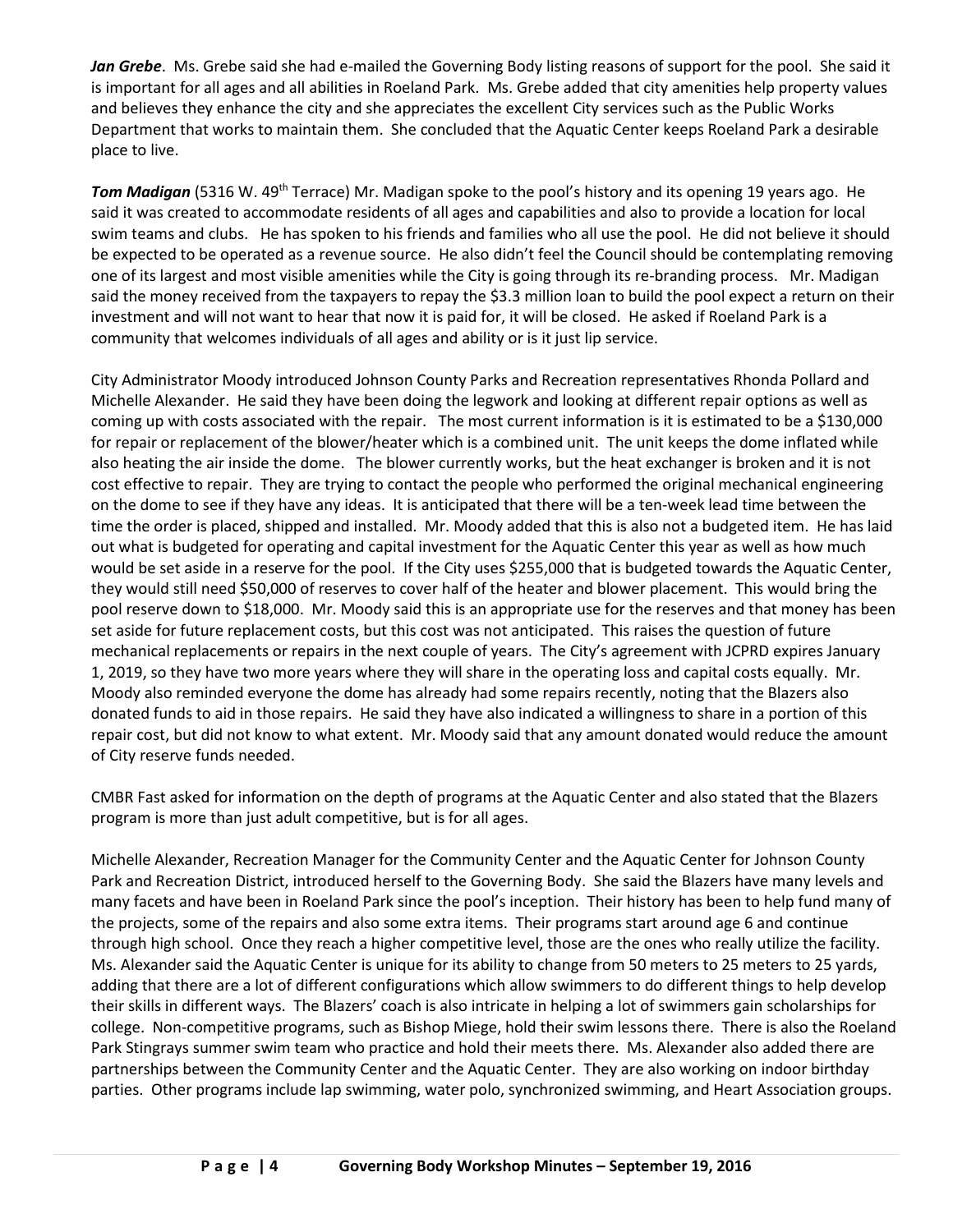***Jan Grebe***. Ms. Grebe said she had e-mailed the Governing Body listing reasons of support for the pool. She said it is important for all ages and all abilities in Roeland Park. Ms. Grebe added that city amenities help property values and believes they enhance the city and she appreciates the excellent City services such as the Public Works Department that works to maintain them. She concluded that the Aquatic Center keeps Roeland Park a desirable place to live.

***Tom Madigan*** (5316 W. 49th Terrace) Mr. Madigan spoke to the pool's history and its opening 19 years ago. He said it was created to accommodate residents of all ages and capabilities and also to provide a location for local swim teams and clubs. He has spoken to his friends and families who all use the pool. He did not believe it should be expected to be operated as a revenue source. He also didn't feel the Council should be contemplating removing one of its largest and most visible amenities while the City is going through its re-branding process. Mr. Madigan said the money received from the taxpayers to repay the $3.3 million loan to build the pool expect a return on their investment and will not want to hear that now it is paid for, it will be closed. He asked if Roeland Park is a community that welcomes individuals of all ages and ability or is it just lip service.

City Administrator Moody introduced Johnson County Parks and Recreation representatives Rhonda Pollard and Michelle Alexander. He said they have been doing the legwork and looking at different repair options as well as coming up with costs associated with the repair. The most current information is it is estimated to be a $130,000 for repair or replacement of the blower/heater which is a combined unit. The unit keeps the dome inflated while also heating the air inside the dome. The blower currently works, but the heat exchanger is broken and it is not cost effective to repair. They are trying to contact the people who performed the original mechanical engineering on the dome to see if they have any ideas. It is anticipated that there will be a ten-week lead time between the time the order is placed, shipped and installed. Mr. Moody added that this is also not a budgeted item. He has laid out what is budgeted for operating and capital investment for the Aquatic Center this year as well as how much would be set aside in a reserve for the pool. If the City uses $255,000 that is budgeted towards the Aquatic Center, they would still need $50,000 of reserves to cover half of the heater and blower placement. This would bring the pool reserve down to $18,000. Mr. Moody said this is an appropriate use for the reserves and that money has been set aside for future replacement costs, but this cost was not anticipated. This raises the question of future mechanical replacements or repairs in the next couple of years. The City's agreement with JCPRD expires January 1, 2019, so they have two more years where they will share in the operating loss and capital costs equally. Mr. Moody also reminded everyone the dome has already had some repairs recently, noting that the Blazers also donated funds to aid in those repairs. He said they have also indicated a willingness to share in a portion of this repair cost, but did not know to what extent. Mr. Moody said that any amount donated would reduce the amount of City reserve funds needed.

CMBR Fast asked for information on the depth of programs at the Aquatic Center and also stated that the Blazers program is more than just adult competitive, but is for all ages.

Michelle Alexander, Recreation Manager for the Community Center and the Aquatic Center for Johnson County Park and Recreation District, introduced herself to the Governing Body. She said the Blazers have many levels and many facets and have been in Roeland Park since the pool's inception. Their history has been to help fund many of the projects, some of the repairs and also some extra items. Their programs start around age 6 and continue through high school. Once they reach a higher competitive level, those are the ones who really utilize the facility. Ms. Alexander said the Aquatic Center is unique for its ability to change from 50 meters to 25 meters to 25 yards, adding that there are a lot of different configurations which allow swimmers to do different things to help develop their skills in different ways. The Blazers' coach is also intricate in helping a lot of swimmers gain scholarships for college. Non-competitive programs, such as Bishop Miege, hold their swim lessons there. There is also the Roeland Park Stingrays summer swim team who practice and hold their meets there. Ms. Alexander also added there are partnerships between the Community Center and the Aquatic Center. They are also working on indoor birthday parties. Other programs include lap swimming, water polo, synchronized swimming, and Heart Association groups.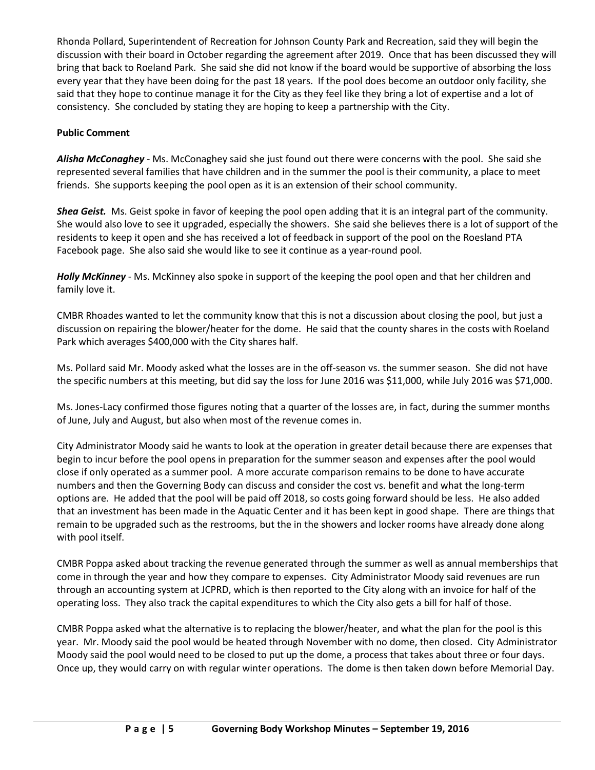Rhonda Pollard, Superintendent of Recreation for Johnson County Park and Recreation, said they will begin the discussion with their board in October regarding the agreement after 2019. Once that has been discussed they will bring that back to Roeland Park. She said she did not know if the board would be supportive of absorbing the loss every year that they have been doing for the past 18 years. If the pool does become an outdoor only facility, she said that they hope to continue manage it for the City as they feel like they bring a lot of expertise and a lot of consistency. She concluded by stating they are hoping to keep a partnership with the City.

**Public Comment**

***Alisha McConaghey*** - Ms. McConaghey said she just found out there were concerns with the pool. She said she represented several families that have children and in the summer the pool is their community, a place to meet friends. She supports keeping the pool open as it is an extension of their school community.

***Shea Geist.*** Ms. Geist spoke in favor of keeping the pool open adding that it is an integral part of the community. She would also love to see it upgraded, especially the showers. She said she believes there is a lot of support of the residents to keep it open and she has received a lot of feedback in support of the pool on the Roesland PTA Facebook page. She also said she would like to see it continue as a year-round pool.

***Holly McKinney*** - Ms. McKinney also spoke in support of the keeping the pool open and that her children and family love it.

CMBR Rhoades wanted to let the community know that this is not a discussion about closing the pool, but just a discussion on repairing the blower/heater for the dome. He said that the county shares in the costs with Roeland Park which averages $400,000 with the City shares half.

Ms. Pollard said Mr. Moody asked what the losses are in the off-season vs. the summer season. She did not have the specific numbers at this meeting, but did say the loss for June 2016 was $11,000, while July 2016 was $71,000.

Ms. Jones-Lacy confirmed those figures noting that a quarter of the losses are, in fact, during the summer months of June, July and August, but also when most of the revenue comes in.

City Administrator Moody said he wants to look at the operation in greater detail because there are expenses that begin to incur before the pool opens in preparation for the summer season and expenses after the pool would close if only operated as a summer pool. A more accurate comparison remains to be done to have accurate numbers and then the Governing Body can discuss and consider the cost vs. benefit and what the long-term options are. He added that the pool will be paid off 2018, so costs going forward should be less. He also added that an investment has been made in the Aquatic Center and it has been kept in good shape. There are things that remain to be upgraded such as the restrooms, but the in the showers and locker rooms have already done along with pool itself.

CMBR Poppa asked about tracking the revenue generated through the summer as well as annual memberships that come in through the year and how they compare to expenses. City Administrator Moody said revenues are run through an accounting system at JCPRD, which is then reported to the City along with an invoice for half of the operating loss. They also track the capital expenditures to which the City also gets a bill for half of those.

CMBR Poppa asked what the alternative is to replacing the blower/heater, and what the plan for the pool is this year. Mr. Moody said the pool would be heated through November with no dome, then closed. City Administrator Moody said the pool would need to be closed to put up the dome, a process that takes about three or four days. Once up, they would carry on with regular winter operations. The dome is then taken down before Memorial Day.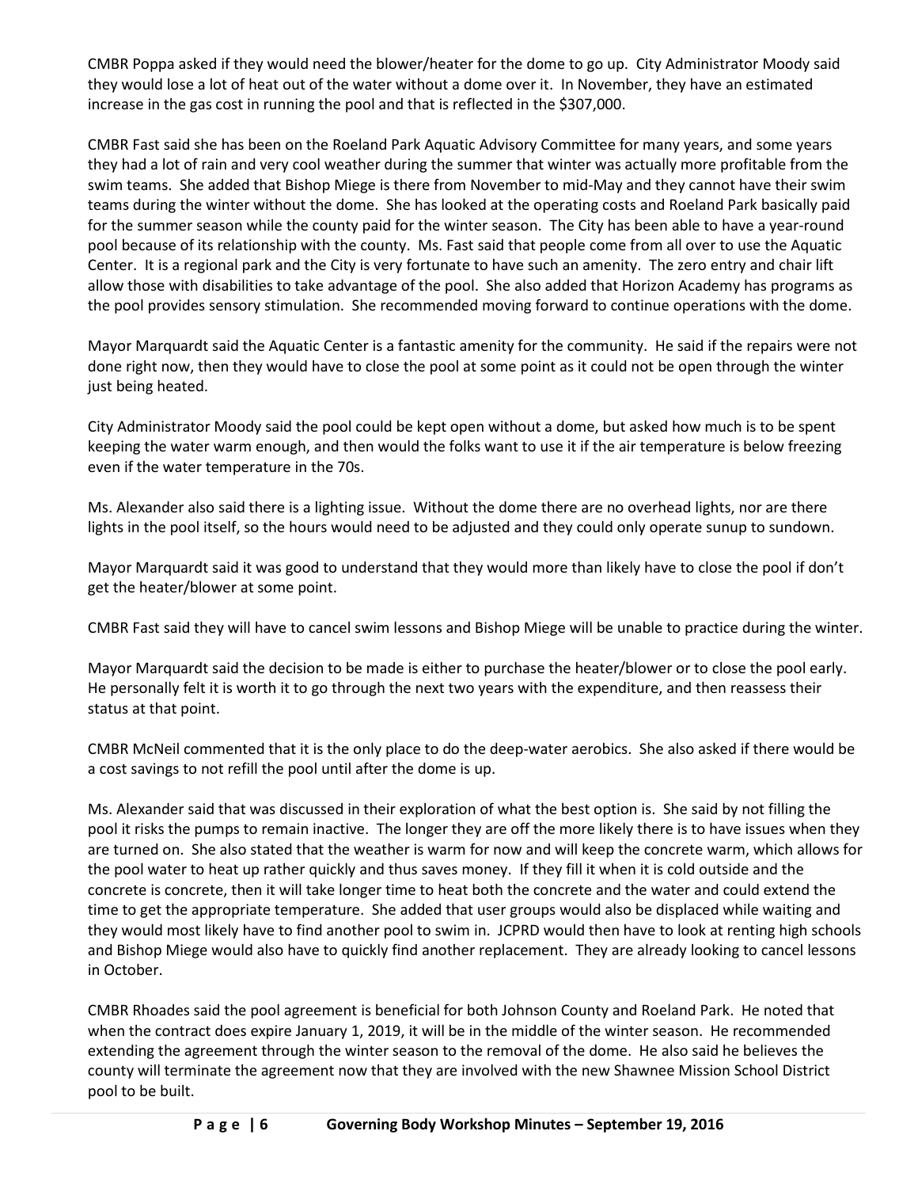CMBR Poppa asked if they would need the blower/heater for the dome to go up. City Administrator Moody said they would lose a lot of heat out of the water without a dome over it. In November, they have an estimated increase in the gas cost in running the pool and that is reflected in the $307,000.

CMBR Fast said she has been on the Roeland Park Aquatic Advisory Committee for many years, and some years they had a lot of rain and very cool weather during the summer that winter was actually more profitable from the swim teams. She added that Bishop Miege is there from November to mid-May and they cannot have their swim teams during the winter without the dome. She has looked at the operating costs and Roeland Park basically paid for the summer season while the county paid for the winter season. The City has been able to have a year-round pool because of its relationship with the county. Ms. Fast said that people come from all over to use the Aquatic Center. It is a regional park and the City is very fortunate to have such an amenity. The zero entry and chair lift allow those with disabilities to take advantage of the pool. She also added that Horizon Academy has programs as the pool provides sensory stimulation. She recommended moving forward to continue operations with the dome.

Mayor Marquardt said the Aquatic Center is a fantastic amenity for the community. He said if the repairs were not done right now, then they would have to close the pool at some point as it could not be open through the winter just being heated.

City Administrator Moody said the pool could be kept open without a dome, but asked how much is to be spent keeping the water warm enough, and then would the folks want to use it if the air temperature is below freezing even if the water temperature in the 70s.

Ms. Alexander also said there is a lighting issue. Without the dome there are no overhead lights, nor are there lights in the pool itself, so the hours would need to be adjusted and they could only operate sunup to sundown.

Mayor Marquardt said it was good to understand that they would more than likely have to close the pool if don't get the heater/blower at some point.

CMBR Fast said they will have to cancel swim lessons and Bishop Miege will be unable to practice during the winter.

Mayor Marquardt said the decision to be made is either to purchase the heater/blower or to close the pool early. He personally felt it is worth it to go through the next two years with the expenditure, and then reassess their status at that point.

CMBR McNeil commented that it is the only place to do the deep-water aerobics. She also asked if there would be a cost savings to not refill the pool until after the dome is up.

Ms. Alexander said that was discussed in their exploration of what the best option is. She said by not filling the pool it risks the pumps to remain inactive. The longer they are off the more likely there is to have issues when they are turned on. She also stated that the weather is warm for now and will keep the concrete warm, which allows for the pool water to heat up rather quickly and thus saves money. If they fill it when it is cold outside and the concrete is concrete, then it will take longer time to heat both the concrete and the water and could extend the time to get the appropriate temperature. She added that user groups would also be displaced while waiting and they would most likely have to find another pool to swim in. JCPRD would then have to look at renting high schools and Bishop Miege would also have to quickly find another replacement. They are already looking to cancel lessons in October.

CMBR Rhoades said the pool agreement is beneficial for both Johnson County and Roeland Park. He noted that when the contract does expire January 1, 2019, it will be in the middle of the winter season. He recommended extending the agreement through the winter season to the removal of the dome. He also said he believes the county will terminate the agreement now that they are involved with the new Shawnee Mission School District pool to be built.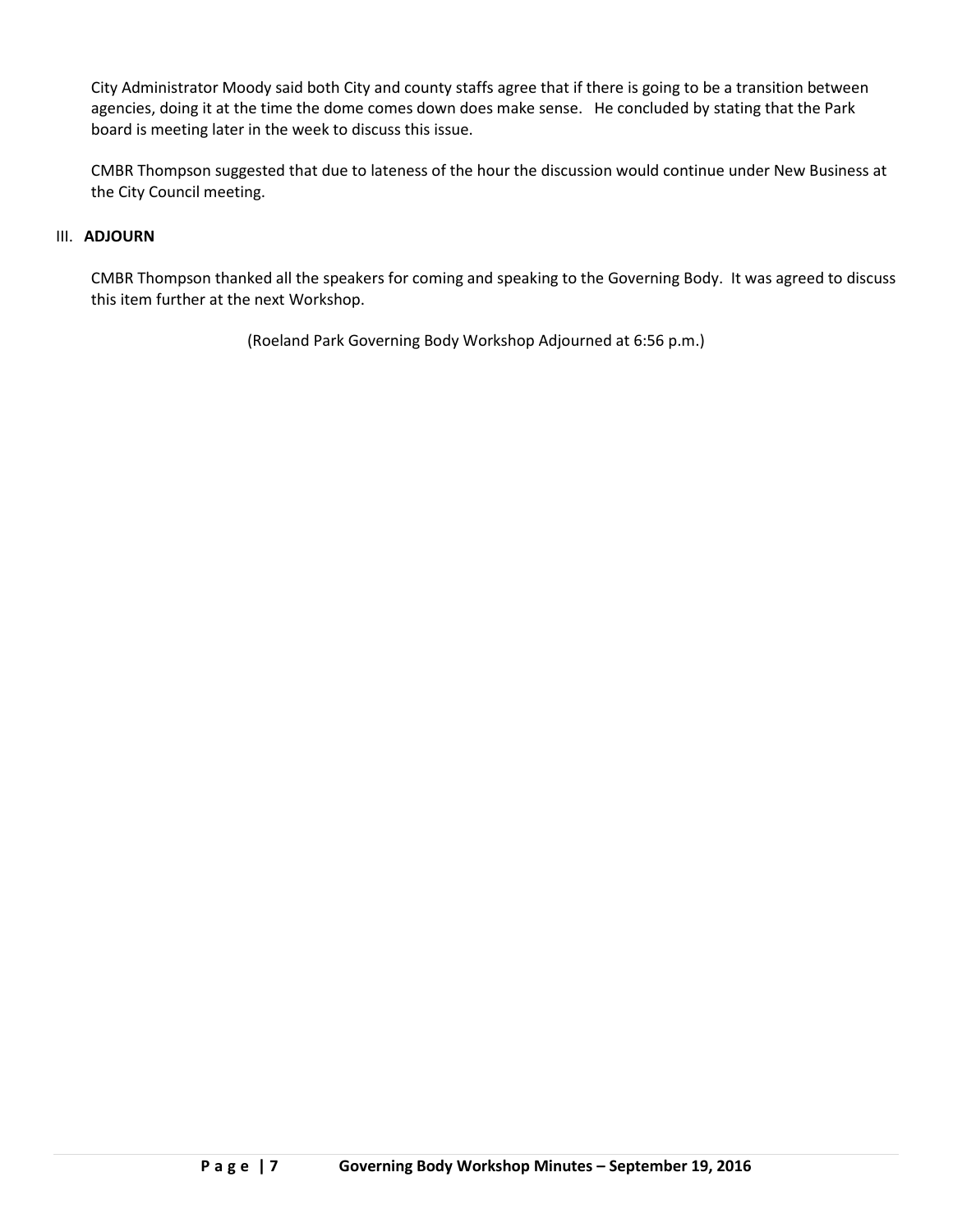City Administrator Moody said both City and county staffs agree that if there is going to be a transition between agencies, doing it at the time the dome comes down does make sense. He concluded by stating that the Park board is meeting later in the week to discuss this issue.

CMBR Thompson suggested that due to lateness of the hour the discussion would continue under New Business at the City Council meeting.

## III. ADJOURN

CMBR Thompson thanked all the speakers for coming and speaking to the Governing Body. It was agreed to discuss this item further at the next Workshop.

(Roeland Park Governing Body Workshop Adjourned at 6:56 p.m.)